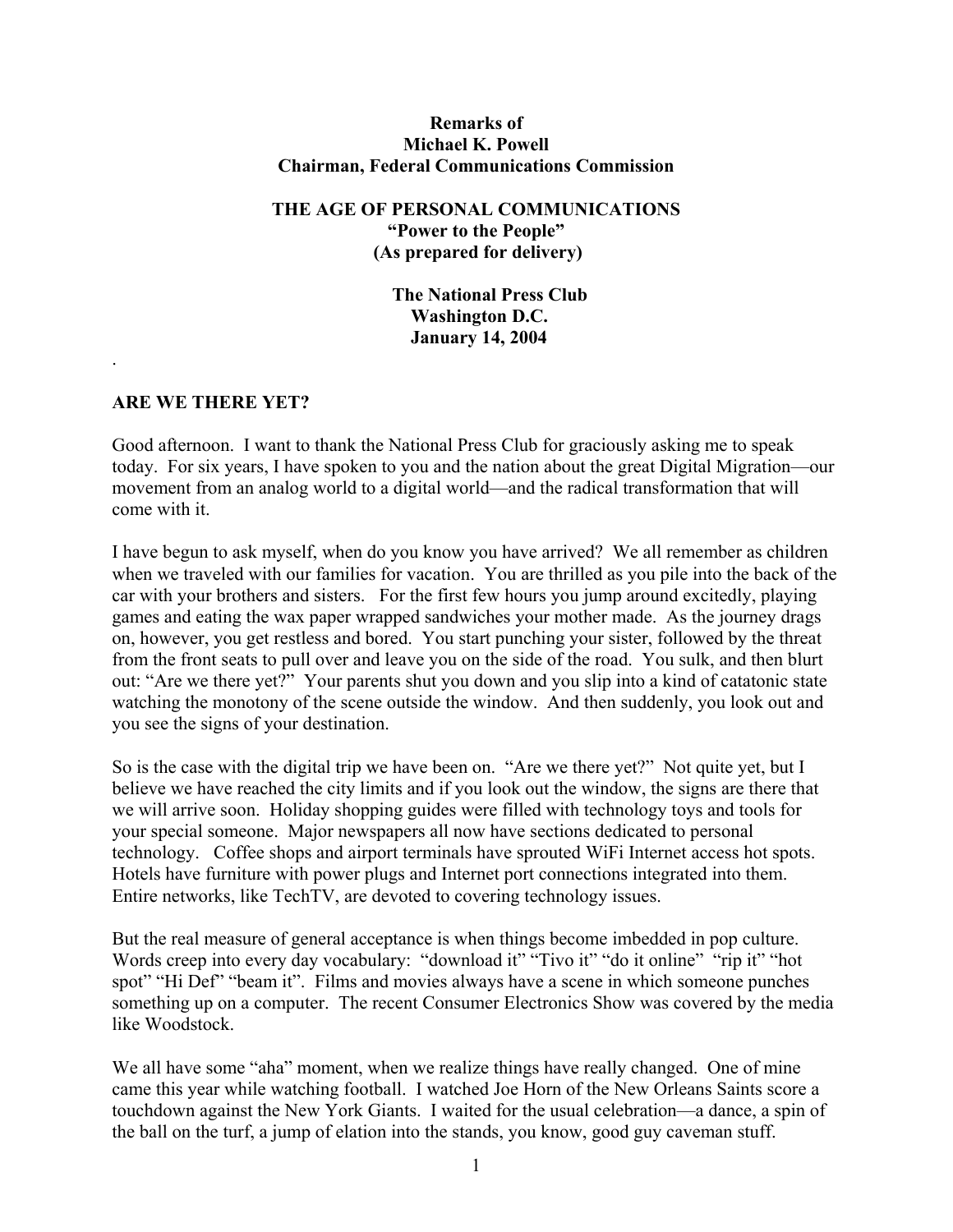**Remarks of**
**Michael K. Powell**
**Chairman, Federal Communications Commission**

# THE AGE OF PERSONAL COMMUNICATIONS
**"Power to the People"**
**(As prepared for delivery)**

**The National Press Club**
**Washington D.C.**
**January 14, 2004**

.

## ARE WE THERE YET?

Good afternoon. I want to thank the National Press Club for graciously asking me to speak today. For six years, I have spoken to you and the nation about the great Digital Migration—our movement from an analog world to a digital world—and the radical transformation that will come with it.

I have begun to ask myself, when do you know you have arrived? We all remember as children when we traveled with our families for vacation. You are thrilled as you pile into the back of the car with your brothers and sisters. For the first few hours you jump around excitedly, playing games and eating the wax paper wrapped sandwiches your mother made. As the journey drags on, however, you get restless and bored. You start punching your sister, followed by the threat from the front seats to pull over and leave you on the side of the road. You sulk, and then blurt out: "Are we there yet?" Your parents shut you down and you slip into a kind of catatonic state watching the monotony of the scene outside the window. And then suddenly, you look out and you see the signs of your destination.

So is the case with the digital trip we have been on. "Are we there yet?" Not quite yet, but I believe we have reached the city limits and if you look out the window, the signs are there that we will arrive soon. Holiday shopping guides were filled with technology toys and tools for your special someone. Major newspapers all now have sections dedicated to personal technology. Coffee shops and airport terminals have sprouted WiFi Internet access hot spots. Hotels have furniture with power plugs and Internet port connections integrated into them. Entire networks, like TechTV, are devoted to covering technology issues.

But the real measure of general acceptance is when things become imbedded in pop culture. Words creep into every day vocabulary: "download it" "Tivo it" "do it online" "rip it" "hot spot" "Hi Def" "beam it". Films and movies always have a scene in which someone punches something up on a computer. The recent Consumer Electronics Show was covered by the media like Woodstock.

We all have some "aha" moment, when we realize things have really changed. One of mine came this year while watching football. I watched Joe Horn of the New Orleans Saints score a touchdown against the New York Giants. I waited for the usual celebration—a dance, a spin of the ball on the turf, a jump of elation into the stands, you know, good guy caveman stuff.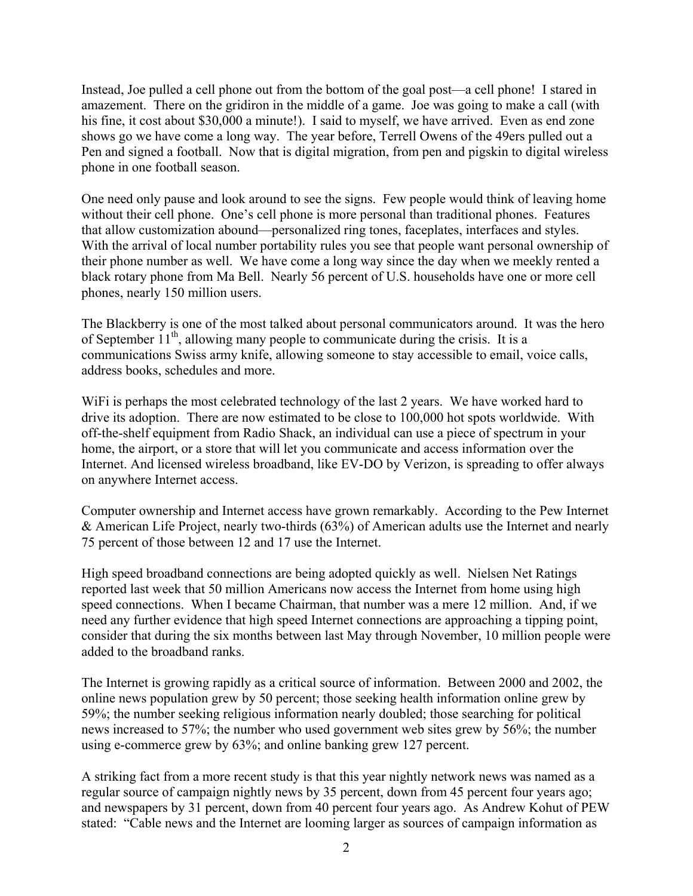Instead, Joe pulled a cell phone out from the bottom of the goal post—a cell phone! I stared in amazement. There on the gridiron in the middle of a game. Joe was going to make a call (with his fine, it cost about $30,000 a minute!). I said to myself, we have arrived. Even as end zone shows go we have come a long way. The year before, Terrell Owens of the 49ers pulled out a Pen and signed a football. Now that is digital migration, from pen and pigskin to digital wireless phone in one football season.

One need only pause and look around to see the signs. Few people would think of leaving home without their cell phone. One's cell phone is more personal than traditional phones. Features that allow customization abound—personalized ring tones, faceplates, interfaces and styles. With the arrival of local number portability rules you see that people want personal ownership of their phone number as well. We have come a long way since the day when we meekly rented a black rotary phone from Ma Bell. Nearly 56 percent of U.S. households have one or more cell phones, nearly 150 million users.

The Blackberry is one of the most talked about personal communicators around. It was the hero of September 11th, allowing many people to communicate during the crisis. It is a communications Swiss army knife, allowing someone to stay accessible to email, voice calls, address books, schedules and more.

WiFi is perhaps the most celebrated technology of the last 2 years. We have worked hard to drive its adoption. There are now estimated to be close to 100,000 hot spots worldwide. With off-the-shelf equipment from Radio Shack, an individual can use a piece of spectrum in your home, the airport, or a store that will let you communicate and access information over the Internet. And licensed wireless broadband, like EV-DO by Verizon, is spreading to offer always on anywhere Internet access.

Computer ownership and Internet access have grown remarkably. According to the Pew Internet & American Life Project, nearly two-thirds (63%) of American adults use the Internet and nearly 75 percent of those between 12 and 17 use the Internet.

High speed broadband connections are being adopted quickly as well. Nielsen Net Ratings reported last week that 50 million Americans now access the Internet from home using high speed connections. When I became Chairman, that number was a mere 12 million. And, if we need any further evidence that high speed Internet connections are approaching a tipping point, consider that during the six months between last May through November, 10 million people were added to the broadband ranks.

The Internet is growing rapidly as a critical source of information. Between 2000 and 2002, the online news population grew by 50 percent; those seeking health information online grew by 59%; the number seeking religious information nearly doubled; those searching for political news increased to 57%; the number who used government web sites grew by 56%; the number using e-commerce grew by 63%; and online banking grew 127 percent.

A striking fact from a more recent study is that this year nightly network news was named as a regular source of campaign nightly news by 35 percent, down from 45 percent four years ago; and newspapers by 31 percent, down from 40 percent four years ago. As Andrew Kohut of PEW stated: "Cable news and the Internet are looming larger as sources of campaign information as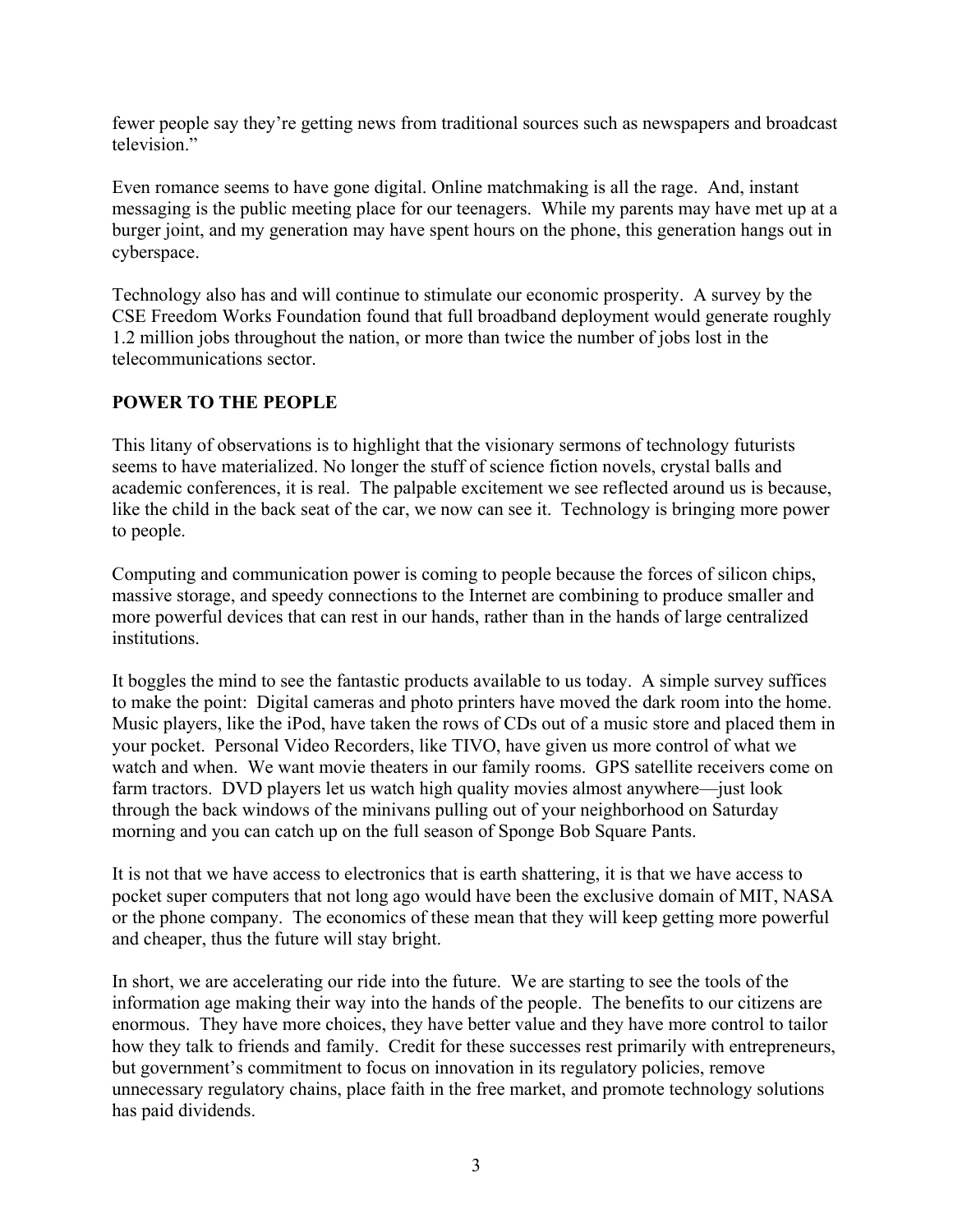fewer people say they're getting news from traditional sources such as newspapers and broadcast television."

Even romance seems to have gone digital. Online matchmaking is all the rage. And, instant messaging is the public meeting place for our teenagers. While my parents may have met up at a burger joint, and my generation may have spent hours on the phone, this generation hangs out in cyberspace.

Technology also has and will continue to stimulate our economic prosperity. A survey by the CSE Freedom Works Foundation found that full broadband deployment would generate roughly 1.2 million jobs throughout the nation, or more than twice the number of jobs lost in the telecommunications sector.

## POWER TO THE PEOPLE

This litany of observations is to highlight that the visionary sermons of technology futurists seems to have materialized. No longer the stuff of science fiction novels, crystal balls and academic conferences, it is real. The palpable excitement we see reflected around us is because, like the child in the back seat of the car, we now can see it. Technology is bringing more power to people.

Computing and communication power is coming to people because the forces of silicon chips, massive storage, and speedy connections to the Internet are combining to produce smaller and more powerful devices that can rest in our hands, rather than in the hands of large centralized institutions.

It boggles the mind to see the fantastic products available to us today. A simple survey suffices to make the point: Digital cameras and photo printers have moved the dark room into the home. Music players, like the iPod, have taken the rows of CDs out of a music store and placed them in your pocket. Personal Video Recorders, like TIVO, have given us more control of what we watch and when. We want movie theaters in our family rooms. GPS satellite receivers come on farm tractors. DVD players let us watch high quality movies almost anywhere—just look through the back windows of the minivans pulling out of your neighborhood on Saturday morning and you can catch up on the full season of Sponge Bob Square Pants.

It is not that we have access to electronics that is earth shattering, it is that we have access to pocket super computers that not long ago would have been the exclusive domain of MIT, NASA or the phone company. The economics of these mean that they will keep getting more powerful and cheaper, thus the future will stay bright.

In short, we are accelerating our ride into the future. We are starting to see the tools of the information age making their way into the hands of the people. The benefits to our citizens are enormous. They have more choices, they have better value and they have more control to tailor how they talk to friends and family. Credit for these successes rest primarily with entrepreneurs, but government's commitment to focus on innovation in its regulatory policies, remove unnecessary regulatory chains, place faith in the free market, and promote technology solutions has paid dividends.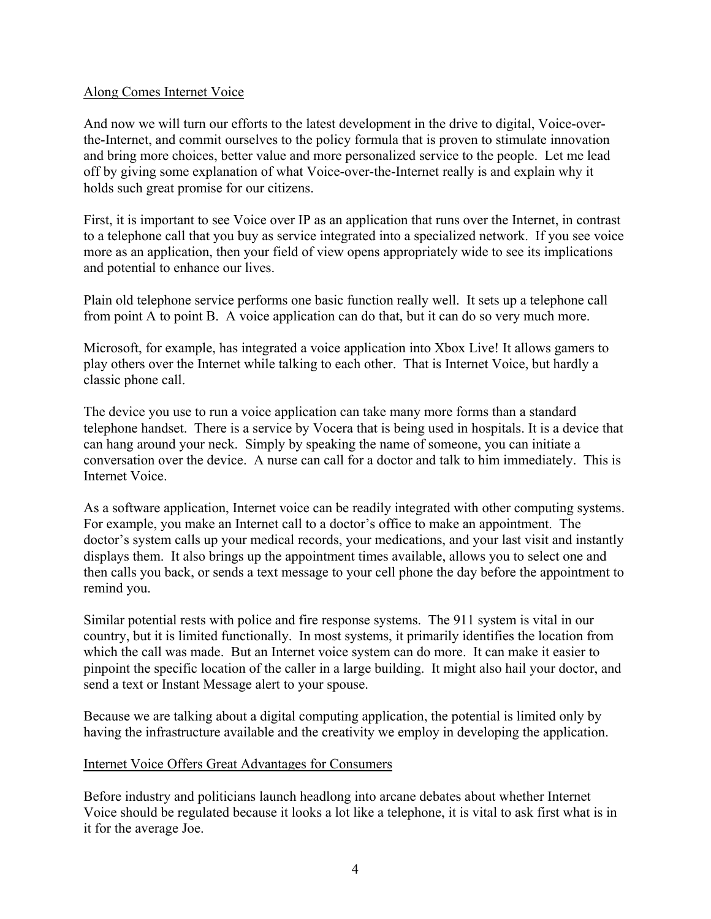Along Comes Internet Voice

And now we will turn our efforts to the latest development in the drive to digital, Voice-over-the-Internet, and commit ourselves to the policy formula that is proven to stimulate innovation and bring more choices, better value and more personalized service to the people. Let me lead off by giving some explanation of what Voice-over-the-Internet really is and explain why it holds such great promise for our citizens.

First, it is important to see Voice over IP as an application that runs over the Internet, in contrast to a telephone call that you buy as service integrated into a specialized network. If you see voice more as an application, then your field of view opens appropriately wide to see its implications and potential to enhance our lives.

Plain old telephone service performs one basic function really well. It sets up a telephone call from point A to point B. A voice application can do that, but it can do so very much more.

Microsoft, for example, has integrated a voice application into Xbox Live! It allows gamers to play others over the Internet while talking to each other. That is Internet Voice, but hardly a classic phone call.

The device you use to run a voice application can take many more forms than a standard telephone handset. There is a service by Vocera that is being used in hospitals. It is a device that can hang around your neck. Simply by speaking the name of someone, you can initiate a conversation over the device. A nurse can call for a doctor and talk to him immediately. This is Internet Voice.

As a software application, Internet voice can be readily integrated with other computing systems. For example, you make an Internet call to a doctor's office to make an appointment. The doctor's system calls up your medical records, your medications, and your last visit and instantly displays them. It also brings up the appointment times available, allows you to select one and then calls you back, or sends a text message to your cell phone the day before the appointment to remind you.

Similar potential rests with police and fire response systems. The 911 system is vital in our country, but it is limited functionally. In most systems, it primarily identifies the location from which the call was made. But an Internet voice system can do more. It can make it easier to pinpoint the specific location of the caller in a large building. It might also hail your doctor, and send a text or Instant Message alert to your spouse.

Because we are talking about a digital computing application, the potential is limited only by having the infrastructure available and the creativity we employ in developing the application.

Internet Voice Offers Great Advantages for Consumers

Before industry and politicians launch headlong into arcane debates about whether Internet Voice should be regulated because it looks a lot like a telephone, it is vital to ask first what is in it for the average Joe.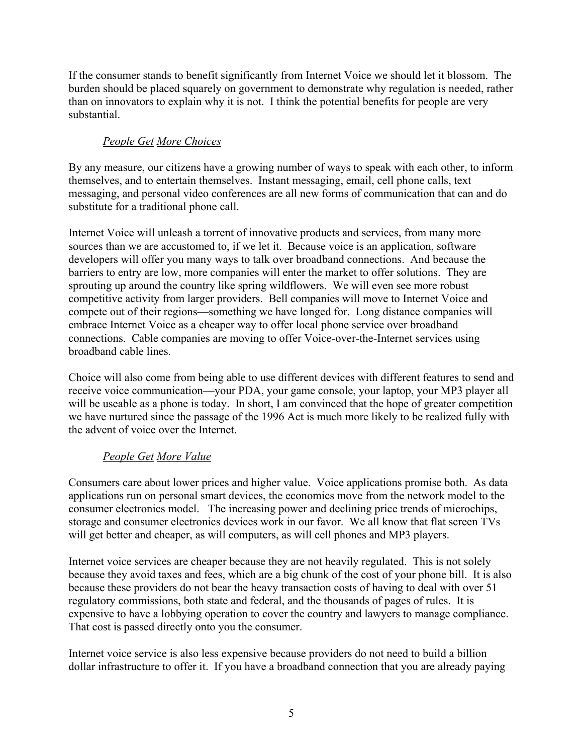If the consumer stands to benefit significantly from Internet Voice we should let it blossom. The burden should be placed squarely on government to demonstrate why regulation is needed, rather than on innovators to explain why it is not. I think the potential benefits for people are very substantial.

*People Get More Choices*

By any measure, our citizens have a growing number of ways to speak with each other, to inform themselves, and to entertain themselves. Instant messaging, email, cell phone calls, text messaging, and personal video conferences are all new forms of communication that can and do substitute for a traditional phone call.

Internet Voice will unleash a torrent of innovative products and services, from many more sources than we are accustomed to, if we let it. Because voice is an application, software developers will offer you many ways to talk over broadband connections. And because the barriers to entry are low, more companies will enter the market to offer solutions. They are sprouting up around the country like spring wildflowers. We will even see more robust competitive activity from larger providers. Bell companies will move to Internet Voice and compete out of their regions—something we have longed for. Long distance companies will embrace Internet Voice as a cheaper way to offer local phone service over broadband connections. Cable companies are moving to offer Voice-over-the-Internet services using broadband cable lines.

Choice will also come from being able to use different devices with different features to send and receive voice communication—your PDA, your game console, your laptop, your MP3 player all will be useable as a phone is today. In short, I am convinced that the hope of greater competition we have nurtured since the passage of the 1996 Act is much more likely to be realized fully with the advent of voice over the Internet.

*People Get More Value*

Consumers care about lower prices and higher value. Voice applications promise both. As data applications run on personal smart devices, the economics move from the network model to the consumer electronics model. The increasing power and declining price trends of microchips, storage and consumer electronics devices work in our favor. We all know that flat screen TVs will get better and cheaper, as will computers, as will cell phones and MP3 players.

Internet voice services are cheaper because they are not heavily regulated. This is not solely because they avoid taxes and fees, which are a big chunk of the cost of your phone bill. It is also because these providers do not bear the heavy transaction costs of having to deal with over 51 regulatory commissions, both state and federal, and the thousands of pages of rules. It is expensive to have a lobbying operation to cover the country and lawyers to manage compliance. That cost is passed directly onto you the consumer.

Internet voice service is also less expensive because providers do not need to build a billion dollar infrastructure to offer it. If you have a broadband connection that you are already paying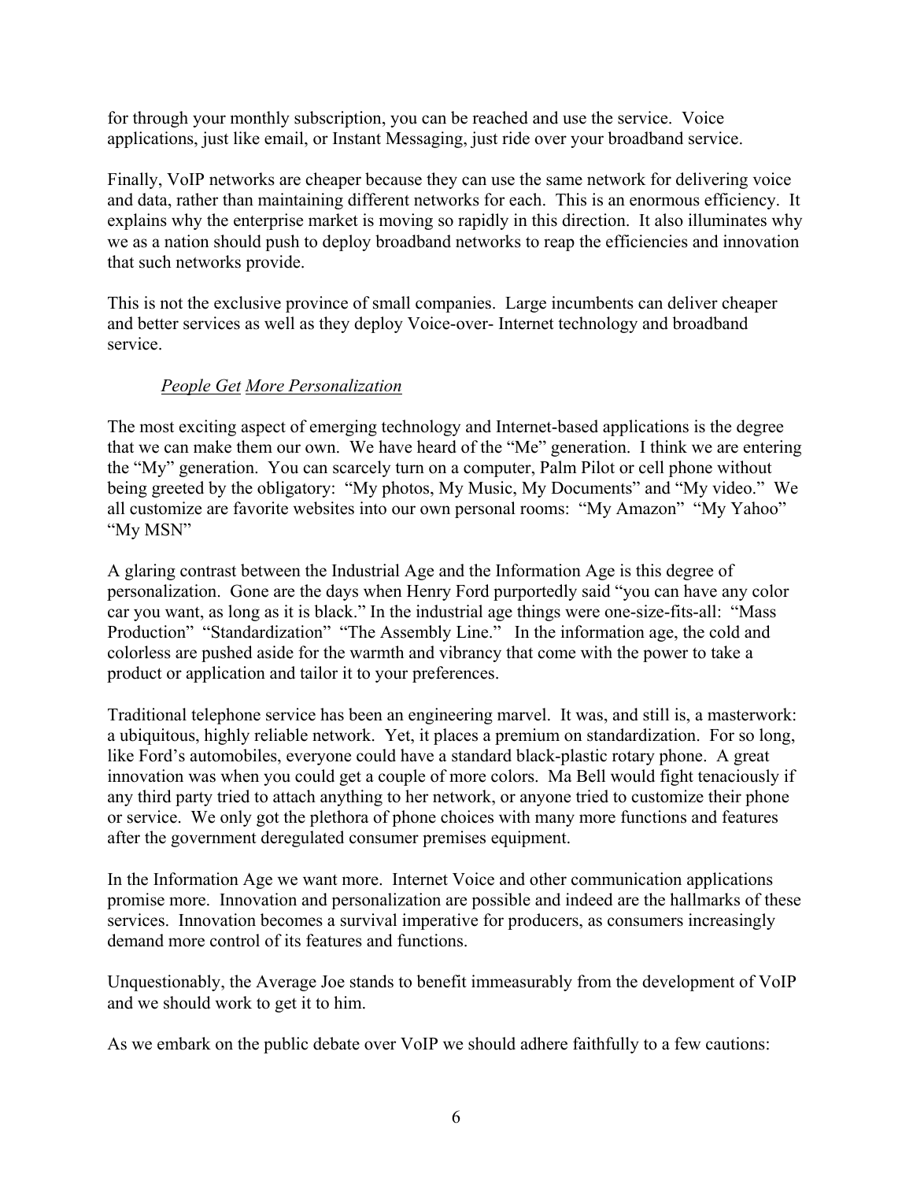for through your monthly subscription, you can be reached and use the service. Voice applications, just like email, or Instant Messaging, just ride over your broadband service.

Finally, VoIP networks are cheaper because they can use the same network for delivering voice and data, rather than maintaining different networks for each. This is an enormous efficiency. It explains why the enterprise market is moving so rapidly in this direction. It also illuminates why we as a nation should push to deploy broadband networks to reap the efficiencies and innovation that such networks provide.

This is not the exclusive province of small companies. Large incumbents can deliver cheaper and better services as well as they deploy Voice-over- Internet technology and broadband service.

*People Get More Personalization*

The most exciting aspect of emerging technology and Internet-based applications is the degree that we can make them our own. We have heard of the "Me" generation. I think we are entering the "My" generation. You can scarcely turn on a computer, Palm Pilot or cell phone without being greeted by the obligatory: "My photos, My Music, My Documents" and "My video." We all customize are favorite websites into our own personal rooms: "My Amazon" "My Yahoo" "My MSN"

A glaring contrast between the Industrial Age and the Information Age is this degree of personalization. Gone are the days when Henry Ford purportedly said "you can have any color car you want, as long as it is black." In the industrial age things were one-size-fits-all: "Mass Production" "Standardization" "The Assembly Line." In the information age, the cold and colorless are pushed aside for the warmth and vibrancy that come with the power to take a product or application and tailor it to your preferences.

Traditional telephone service has been an engineering marvel. It was, and still is, a masterwork: a ubiquitous, highly reliable network. Yet, it places a premium on standardization. For so long, like Ford's automobiles, everyone could have a standard black-plastic rotary phone. A great innovation was when you could get a couple of more colors. Ma Bell would fight tenaciously if any third party tried to attach anything to her network, or anyone tried to customize their phone or service. We only got the plethora of phone choices with many more functions and features after the government deregulated consumer premises equipment.

In the Information Age we want more. Internet Voice and other communication applications promise more. Innovation and personalization are possible and indeed are the hallmarks of these services. Innovation becomes a survival imperative for producers, as consumers increasingly demand more control of its features and functions.

Unquestionably, the Average Joe stands to benefit immeasurably from the development of VoIP and we should work to get it to him.

As we embark on the public debate over VoIP we should adhere faithfully to a few cautions: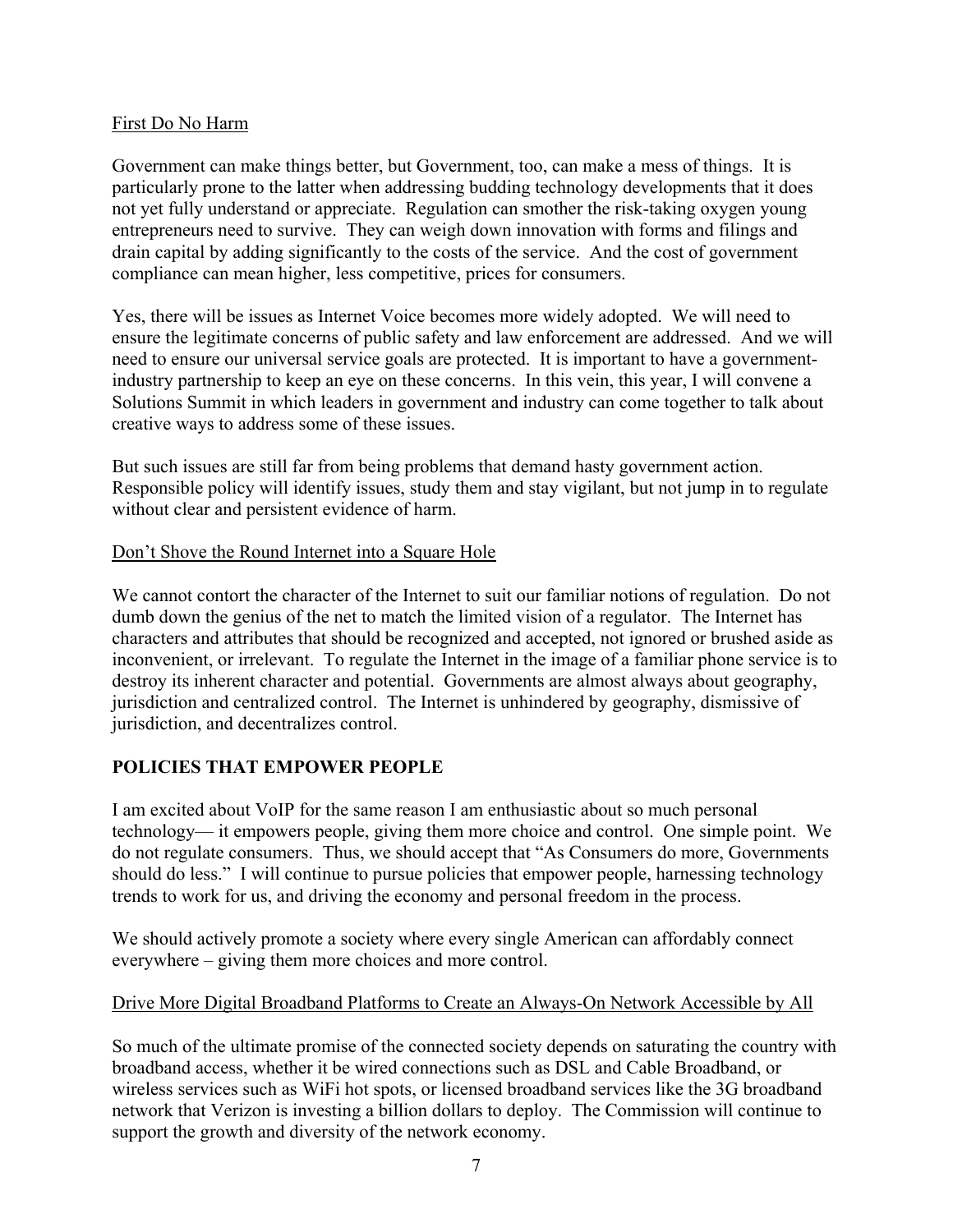First Do No Harm

Government can make things better, but Government, too, can make a mess of things. It is particularly prone to the latter when addressing budding technology developments that it does not yet fully understand or appreciate. Regulation can smother the risk-taking oxygen young entrepreneurs need to survive. They can weigh down innovation with forms and filings and drain capital by adding significantly to the costs of the service. And the cost of government compliance can mean higher, less competitive, prices for consumers.

Yes, there will be issues as Internet Voice becomes more widely adopted. We will need to ensure the legitimate concerns of public safety and law enforcement are addressed. And we will need to ensure our universal service goals are protected. It is important to have a government-industry partnership to keep an eye on these concerns. In this vein, this year, I will convene a Solutions Summit in which leaders in government and industry can come together to talk about creative ways to address some of these issues.

But such issues are still far from being problems that demand hasty government action. Responsible policy will identify issues, study them and stay vigilant, but not jump in to regulate without clear and persistent evidence of harm.

Don't Shove the Round Internet into a Square Hole

We cannot contort the character of the Internet to suit our familiar notions of regulation. Do not dumb down the genius of the net to match the limited vision of a regulator. The Internet has characters and attributes that should be recognized and accepted, not ignored or brushed aside as inconvenient, or irrelevant. To regulate the Internet in the image of a familiar phone service is to destroy its inherent character and potential. Governments are almost always about geography, jurisdiction and centralized control. The Internet is unhindered by geography, dismissive of jurisdiction, and decentralizes control.

## POLICIES THAT EMPOWER PEOPLE

I am excited about VoIP for the same reason I am enthusiastic about so much personal technology— it empowers people, giving them more choice and control. One simple point. We do not regulate consumers. Thus, we should accept that "As Consumers do more, Governments should do less." I will continue to pursue policies that empower people, harnessing technology trends to work for us, and driving the economy and personal freedom in the process.

We should actively promote a society where every single American can affordably connect everywhere – giving them more choices and more control.

Drive More Digital Broadband Platforms to Create an Always-On Network Accessible by All

So much of the ultimate promise of the connected society depends on saturating the country with broadband access, whether it be wired connections such as DSL and Cable Broadband, or wireless services such as WiFi hot spots, or licensed broadband services like the 3G broadband network that Verizon is investing a billion dollars to deploy. The Commission will continue to support the growth and diversity of the network economy.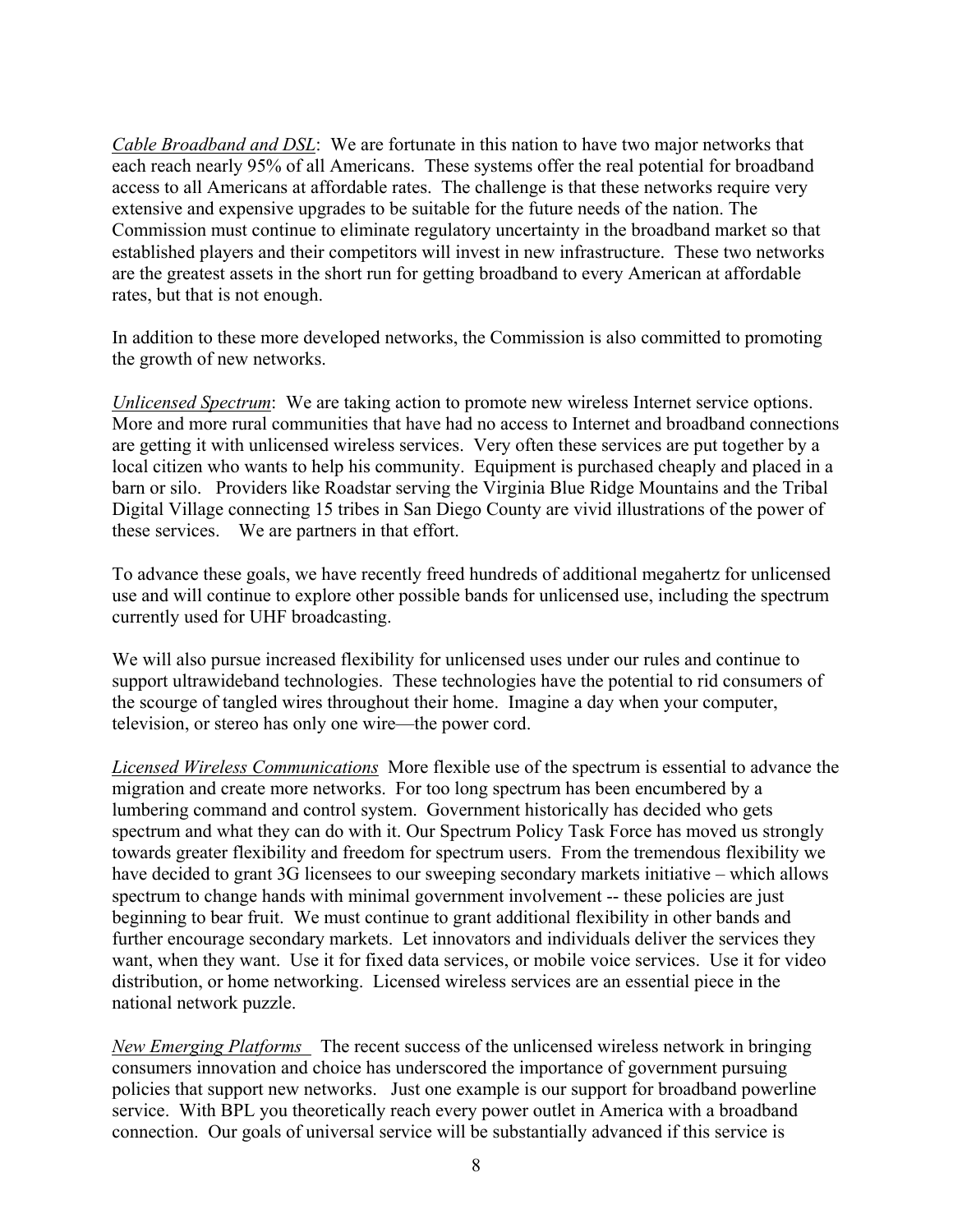*Cable Broadband and DSL*: We are fortunate in this nation to have two major networks that each reach nearly 95% of all Americans. These systems offer the real potential for broadband access to all Americans at affordable rates. The challenge is that these networks require very extensive and expensive upgrades to be suitable for the future needs of the nation. The Commission must continue to eliminate regulatory uncertainty in the broadband market so that established players and their competitors will invest in new infrastructure. These two networks are the greatest assets in the short run for getting broadband to every American at affordable rates, but that is not enough.

In addition to these more developed networks, the Commission is also committed to promoting the growth of new networks.

*Unlicensed Spectrum*: We are taking action to promote new wireless Internet service options. More and more rural communities that have had no access to Internet and broadband connections are getting it with unlicensed wireless services. Very often these services are put together by a local citizen who wants to help his community. Equipment is purchased cheaply and placed in a barn or silo. Providers like Roadstar serving the Virginia Blue Ridge Mountains and the Tribal Digital Village connecting 15 tribes in San Diego County are vivid illustrations of the power of these services. We are partners in that effort.

To advance these goals, we have recently freed hundreds of additional megahertz for unlicensed use and will continue to explore other possible bands for unlicensed use, including the spectrum currently used for UHF broadcasting.

We will also pursue increased flexibility for unlicensed uses under our rules and continue to support ultrawideband technologies. These technologies have the potential to rid consumers of the scourge of tangled wires throughout their home. Imagine a day when your computer, television, or stereo has only one wire—the power cord.

*Licensed Wireless Communications* More flexible use of the spectrum is essential to advance the migration and create more networks. For too long spectrum has been encumbered by a lumbering command and control system. Government historically has decided who gets spectrum and what they can do with it. Our Spectrum Policy Task Force has moved us strongly towards greater flexibility and freedom for spectrum users. From the tremendous flexibility we have decided to grant 3G licensees to our sweeping secondary markets initiative – which allows spectrum to change hands with minimal government involvement -- these policies are just beginning to bear fruit. We must continue to grant additional flexibility in other bands and further encourage secondary markets. Let innovators and individuals deliver the services they want, when they want. Use it for fixed data services, or mobile voice services. Use it for video distribution, or home networking. Licensed wireless services are an essential piece in the national network puzzle.

*New Emerging Platforms* The recent success of the unlicensed wireless network in bringing consumers innovation and choice has underscored the importance of government pursuing policies that support new networks. Just one example is our support for broadband powerline service. With BPL you theoretically reach every power outlet in America with a broadband connection. Our goals of universal service will be substantially advanced if this service is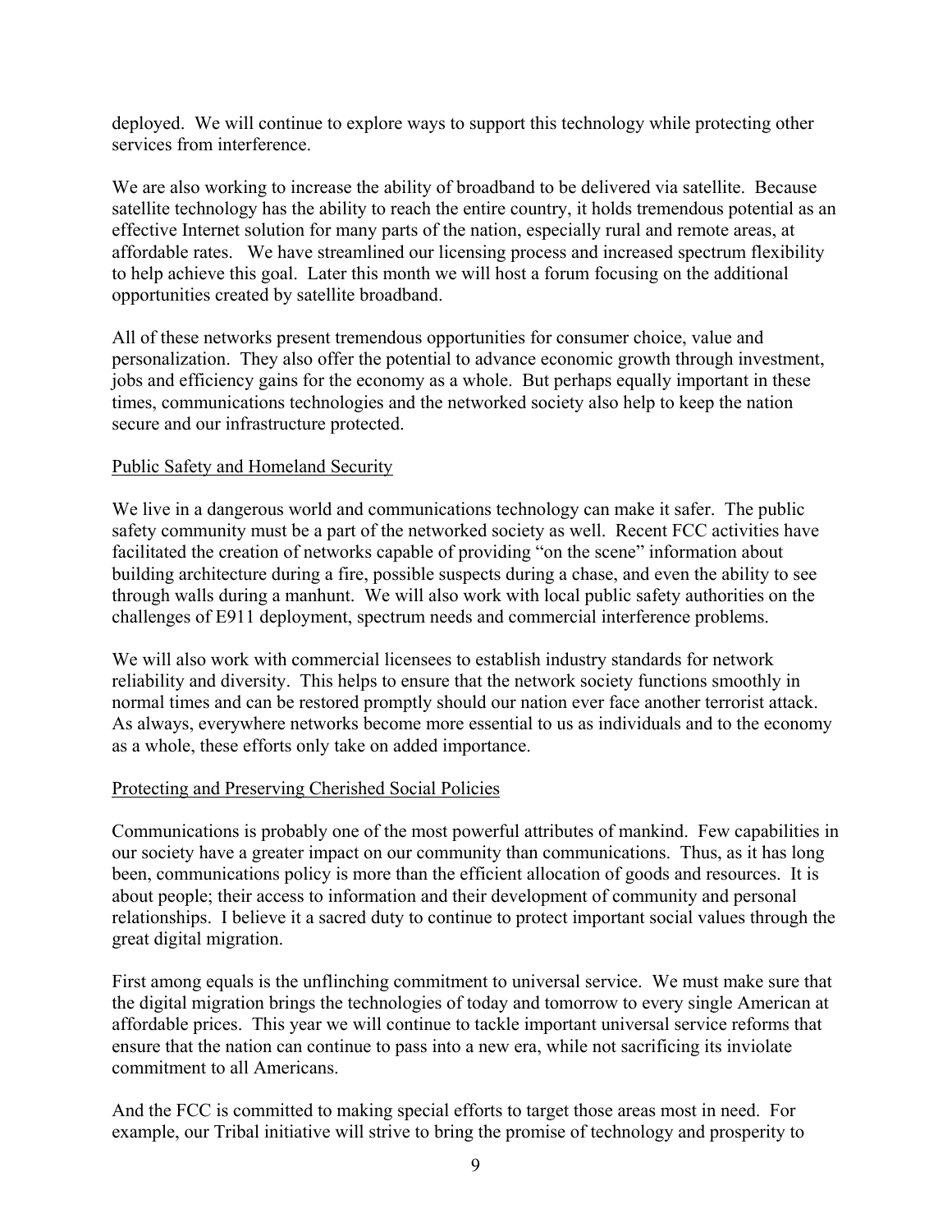deployed. We will continue to explore ways to support this technology while protecting other services from interference.

We are also working to increase the ability of broadband to be delivered via satellite. Because satellite technology has the ability to reach the entire country, it holds tremendous potential as an effective Internet solution for many parts of the nation, especially rural and remote areas, at affordable rates. We have streamlined our licensing process and increased spectrum flexibility to help achieve this goal. Later this month we will host a forum focusing on the additional opportunities created by satellite broadband.

All of these networks present tremendous opportunities for consumer choice, value and personalization. They also offer the potential to advance economic growth through investment, jobs and efficiency gains for the economy as a whole. But perhaps equally important in these times, communications technologies and the networked society also help to keep the nation secure and our infrastructure protected.

## Public Safety and Homeland Security

We live in a dangerous world and communications technology can make it safer. The public safety community must be a part of the networked society as well. Recent FCC activities have facilitated the creation of networks capable of providing "on the scene" information about building architecture during a fire, possible suspects during a chase, and even the ability to see through walls during a manhunt. We will also work with local public safety authorities on the challenges of E911 deployment, spectrum needs and commercial interference problems.

We will also work with commercial licensees to establish industry standards for network reliability and diversity. This helps to ensure that the network society functions smoothly in normal times and can be restored promptly should our nation ever face another terrorist attack. As always, everywhere networks become more essential to us as individuals and to the economy as a whole, these efforts only take on added importance.

## Protecting and Preserving Cherished Social Policies

Communications is probably one of the most powerful attributes of mankind. Few capabilities in our society have a greater impact on our community than communications. Thus, as it has long been, communications policy is more than the efficient allocation of goods and resources. It is about people; their access to information and their development of community and personal relationships. I believe it a sacred duty to continue to protect important social values through the great digital migration.

First among equals is the unflinching commitment to universal service. We must make sure that the digital migration brings the technologies of today and tomorrow to every single American at affordable prices. This year we will continue to tackle important universal service reforms that ensure that the nation can continue to pass into a new era, while not sacrificing its inviolate commitment to all Americans.

And the FCC is committed to making special efforts to target those areas most in need. For example, our Tribal initiative will strive to bring the promise of technology and prosperity to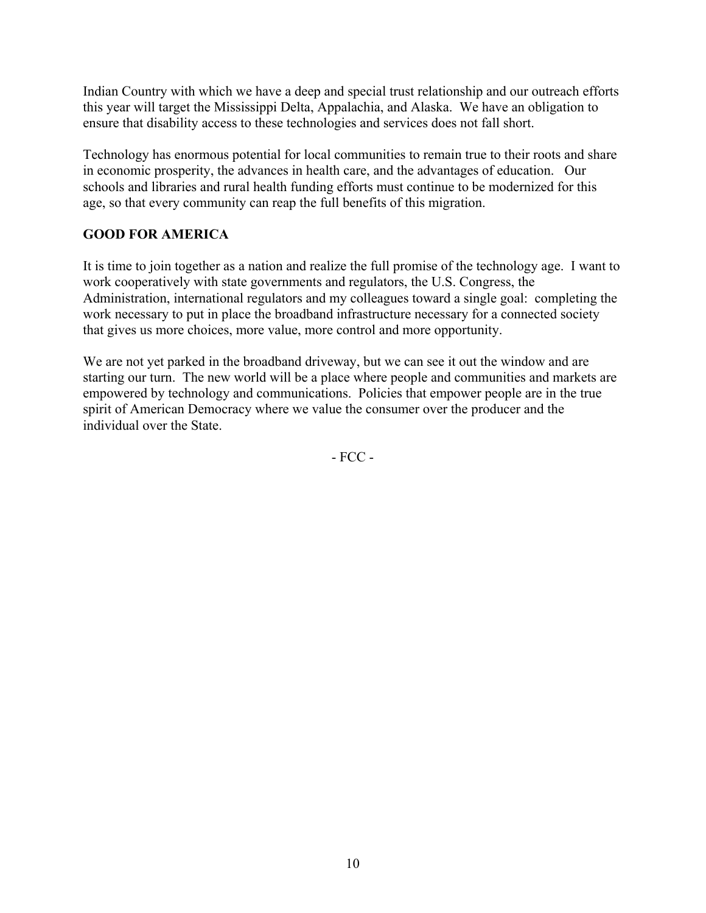Indian Country with which we have a deep and special trust relationship and our outreach efforts this year will target the Mississippi Delta, Appalachia, and Alaska. We have an obligation to ensure that disability access to these technologies and services does not fall short.

Technology has enormous potential for local communities to remain true to their roots and share in economic prosperity, the advances in health care, and the advantages of education. Our schools and libraries and rural health funding efforts must continue to be modernized for this age, so that every community can reap the full benefits of this migration.

**GOOD FOR AMERICA**

It is time to join together as a nation and realize the full promise of the technology age. I want to work cooperatively with state governments and regulators, the U.S. Congress, the Administration, international regulators and my colleagues toward a single goal: completing the work necessary to put in place the broadband infrastructure necessary for a connected society that gives us more choices, more value, more control and more opportunity.

We are not yet parked in the broadband driveway, but we can see it out the window and are starting our turn. The new world will be a place where people and communities and markets are empowered by technology and communications. Policies that empower people are in the true spirit of American Democracy where we value the consumer over the producer and the individual over the State.

- FCC -